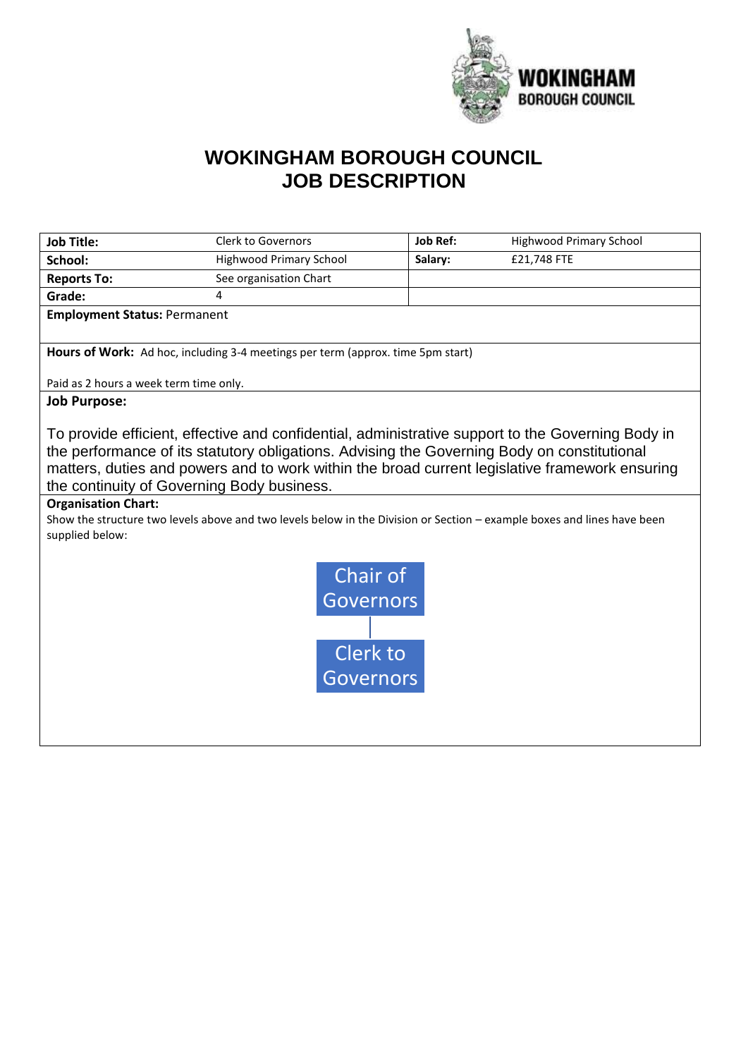# WOKINGHAM BOROUGH COUNCIL
# JOB DESCRIPTION

| | | | |
|---|---|---|---|
| **Job Title:** | Clerk to Governors | **Job Ref:** | Highwood Primary School |
| **School:** | Highwood Primary School | **Salary:** | £21,748 FTE |
| **Reports To:** | See organisation Chart | | |
| **Grade:** | 4 | | |

**Employment Status:** Permanent

**Hours of Work:** Ad hoc, including 3-4 meetings per term (approx. time 5pm start)

Paid as 2 hours a week term time only.

**Job Purpose:**

To provide efficient, effective and confidential, administrative support to the Governing Body in the performance of its statutory obligations. Advising the Governing Body on constitutional matters, duties and powers and to work within the broad current legislative framework ensuring the continuity of Governing Body business.

**Organisation Chart:**

Show the structure two levels above and two levels below in the Division or Section – example boxes and lines have been supplied below:

Chair of Governors

Clerk to Governors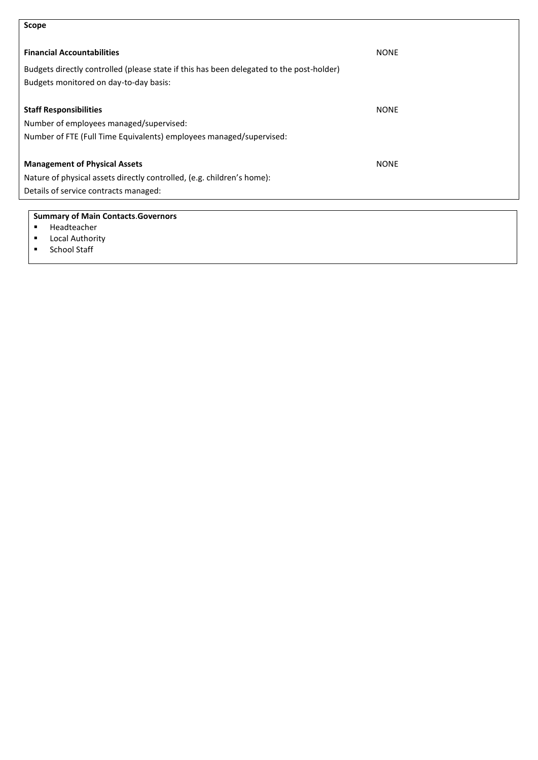**Scope**

| | |
|---|---|
| **Financial Accountabilities** | NONE |
| Budgets directly controlled (please state if this has been delegated to the post-holder) | |
| Budgets monitored on day-to-day basis: | |
| **Staff Responsibilities** | NONE |
| Number of employees managed/supervised: | |
| Number of FTE (Full Time Equivalents) employees managed/supervised: | |
| **Management of Physical Assets** | NONE |
| Nature of physical assets directly controlled, (e.g. children's home): | |
| Details of service contracts managed: | |

**Summary of Main Contacts**.**Governors**

- Headteacher
- Local Authority
- School Staff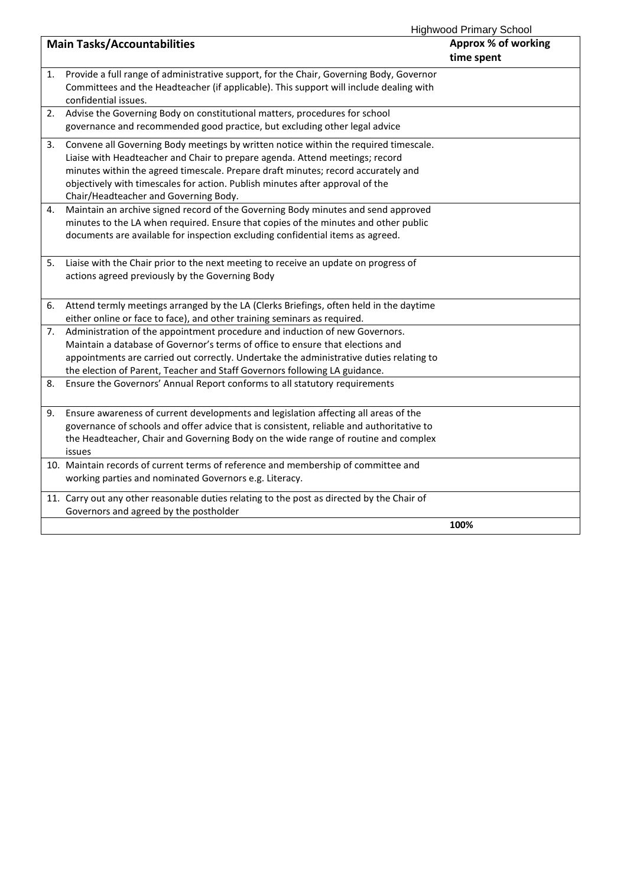| Main Tasks/Accountabilities | Approx % of working time spent |
|---|---|
| 1. Provide a full range of administrative support, for the Chair, Governing Body, Governor Committees and the Headteacher (if applicable). This support will include dealing with confidential issues. | |
| 2. Advise the Governing Body on constitutional matters, procedures for school governance and recommended good practice, but excluding other legal advice | |
| 3. Convene all Governing Body meetings by written notice within the required timescale. Liaise with Headteacher and Chair to prepare agenda. Attend meetings; record minutes within the agreed timescale. Prepare draft minutes; record accurately and objectively with timescales for action. Publish minutes after approval of the Chair/Headteacher and Governing Body. | |
| 4. Maintain an archive signed record of the Governing Body minutes and send approved minutes to the LA when required. Ensure that copies of the minutes and other public documents are available for inspection excluding confidential items as agreed. | |
| 5. Liaise with the Chair prior to the next meeting to receive an update on progress of actions agreed previously by the Governing Body | |
| 6. Attend termly meetings arranged by the LA (Clerks Briefings, often held in the daytime either online or face to face), and other training seminars as required. | |
| 7. Administration of the appointment procedure and induction of new Governors. Maintain a database of Governor's terms of office to ensure that elections and appointments are carried out correctly. Undertake the administrative duties relating to the election of Parent, Teacher and Staff Governors following LA guidance. | |
| 8. Ensure the Governors' Annual Report conforms to all statutory requirements | |
| 9. Ensure awareness of current developments and legislation affecting all areas of the governance of schools and offer advice that is consistent, reliable and authoritative to the Headteacher, Chair and Governing Body on the wide range of routine and complex issues | |
| 10. Maintain records of current terms of reference and membership of committee and working parties and nominated Governors e.g. Literacy. | |
| 11. Carry out any other reasonable duties relating to the post as directed by the Chair of Governors and agreed by the postholder | |
| | **100%** |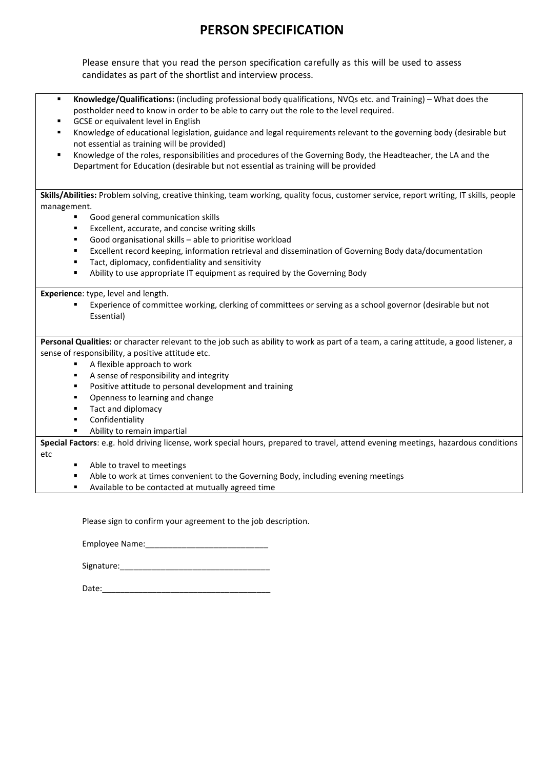# PERSON SPECIFICATION

Please ensure that you read the person specification carefully as this will be used to assess candidates as part of the shortlist and interview process.

- **Knowledge/Qualifications:** (including professional body qualifications, NVQs etc. and Training) – What does the postholder need to know in order to be able to carry out the role to the level required.
- GCSE or equivalent level in English
- Knowledge of educational legislation, guidance and legal requirements relevant to the governing body (desirable but not essential as training will be provided)
- Knowledge of the roles, responsibilities and procedures of the Governing Body, the Headteacher, the LA and the Department for Education (desirable but not essential as training will be provided

**Skills/Abilities:** Problem solving, creative thinking, team working, quality focus, customer service, report writing, IT skills, people management.

- Good general communication skills
- Excellent, accurate, and concise writing skills
- Good organisational skills – able to prioritise workload
- Excellent record keeping, information retrieval and dissemination of Governing Body data/documentation
- Tact, diplomacy, confidentiality and sensitivity
- Ability to use appropriate IT equipment as required by the Governing Body

**Experience**: type, level and length.

- Experience of committee working, clerking of committees or serving as a school governor (desirable but not Essential)

**Personal Qualities:** or character relevant to the job such as ability to work as part of a team, a caring attitude, a good listener, a sense of responsibility, a positive attitude etc.

- A flexible approach to work
- A sense of responsibility and integrity
- Positive attitude to personal development and training
- Openness to learning and change
- Tact and diplomacy
- Confidentiality
- Ability to remain impartial

**Special Factors**: e.g. hold driving license, work special hours, prepared to travel, attend evening meetings, hazardous conditions etc

- Able to travel to meetings
- Able to work at times convenient to the Governing Body, including evening meetings
- Available to be contacted at mutually agreed time

Please sign to confirm your agreement to the job description.

Employee Name:___________________________

Signature:_________________________________

Date:_____________________________________